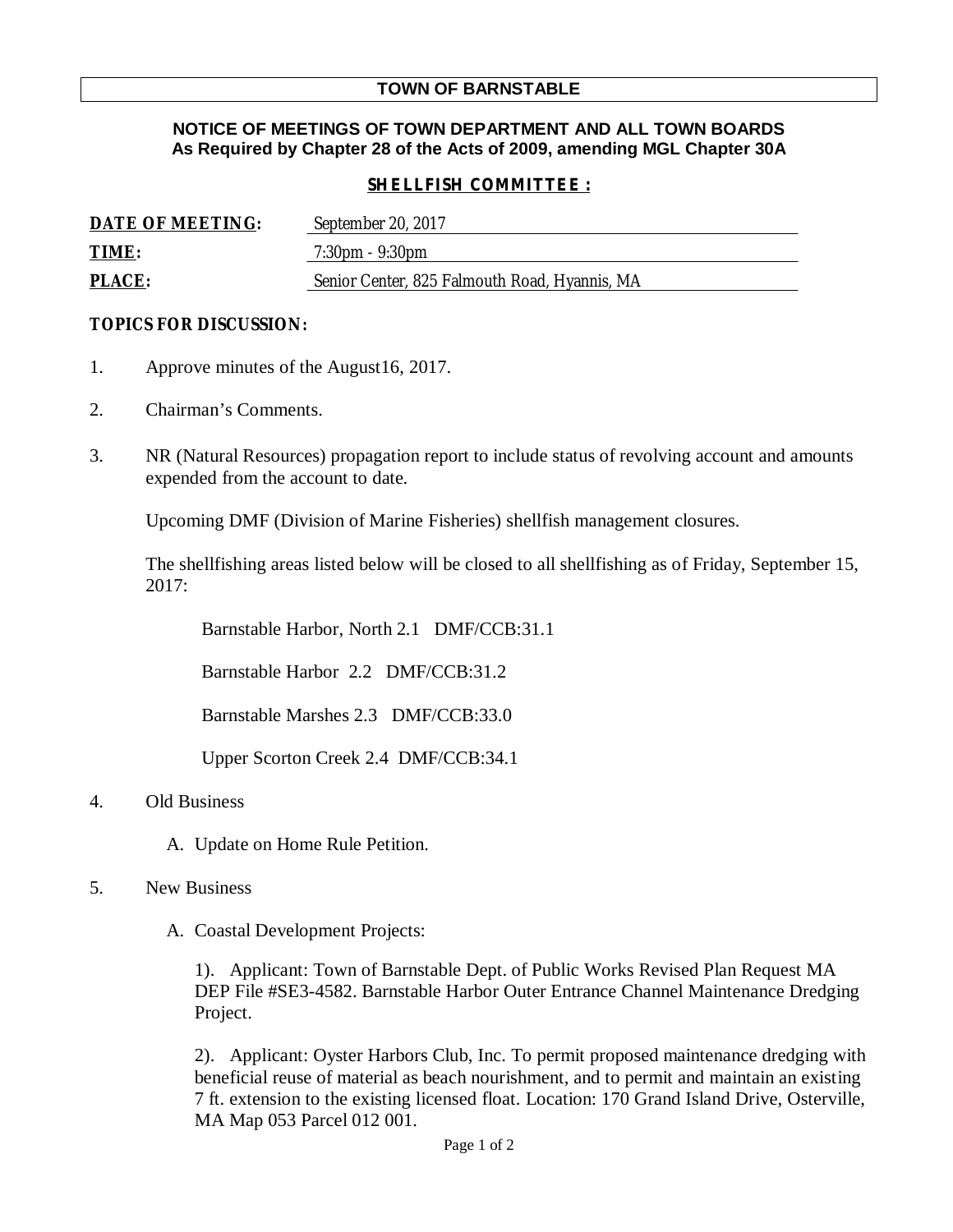# TOWN OF BARNSTABLE

**NOTICE OF MEETINGS OF TOWN DEPARTMENT AND ALL TOWN BOARDS**
**As Required by Chapter 28 of the Acts of 2009, amending MGL Chapter 30A**

**SHELLFISH COMMITTEE :**

**DATE OF MEETING:** September 20, 2017

**TIME:** 7:30pm - 9:30pm

**PLACE:** Senior Center, 825 Falmouth Road, Hyannis, MA

**TOPICS FOR DISCUSSION:**

1. Approve minutes of the August16, 2017.

2. Chairman's Comments.

3. NR (Natural Resources) propagation report to include status of revolving account and amounts expended from the account to date.

   Upcoming DMF (Division of Marine Fisheries) shellfish management closures.

   The shellfishing areas listed below will be closed to all shellfishing as of Friday, September 15, 2017:

   Barnstable Harbor, North 2.1 DMF/CCB:31.1

   Barnstable Harbor 2.2 DMF/CCB:31.2

   Barnstable Marshes 2.3 DMF/CCB:33.0

   Upper Scorton Creek 2.4 DMF/CCB:34.1

4. Old Business

   A. Update on Home Rule Petition.

5. New Business

   A. Coastal Development Projects:

   1). Applicant: Town of Barnstable Dept. of Public Works Revised Plan Request MA DEP File #SE3-4582. Barnstable Harbor Outer Entrance Channel Maintenance Dredging Project.

   2). Applicant: Oyster Harbors Club, Inc. To permit proposed maintenance dredging with beneficial reuse of material as beach nourishment, and to permit and maintain an existing 7 ft. extension to the existing licensed float. Location: 170 Grand Island Drive, Osterville, MA Map 053 Parcel 012 001.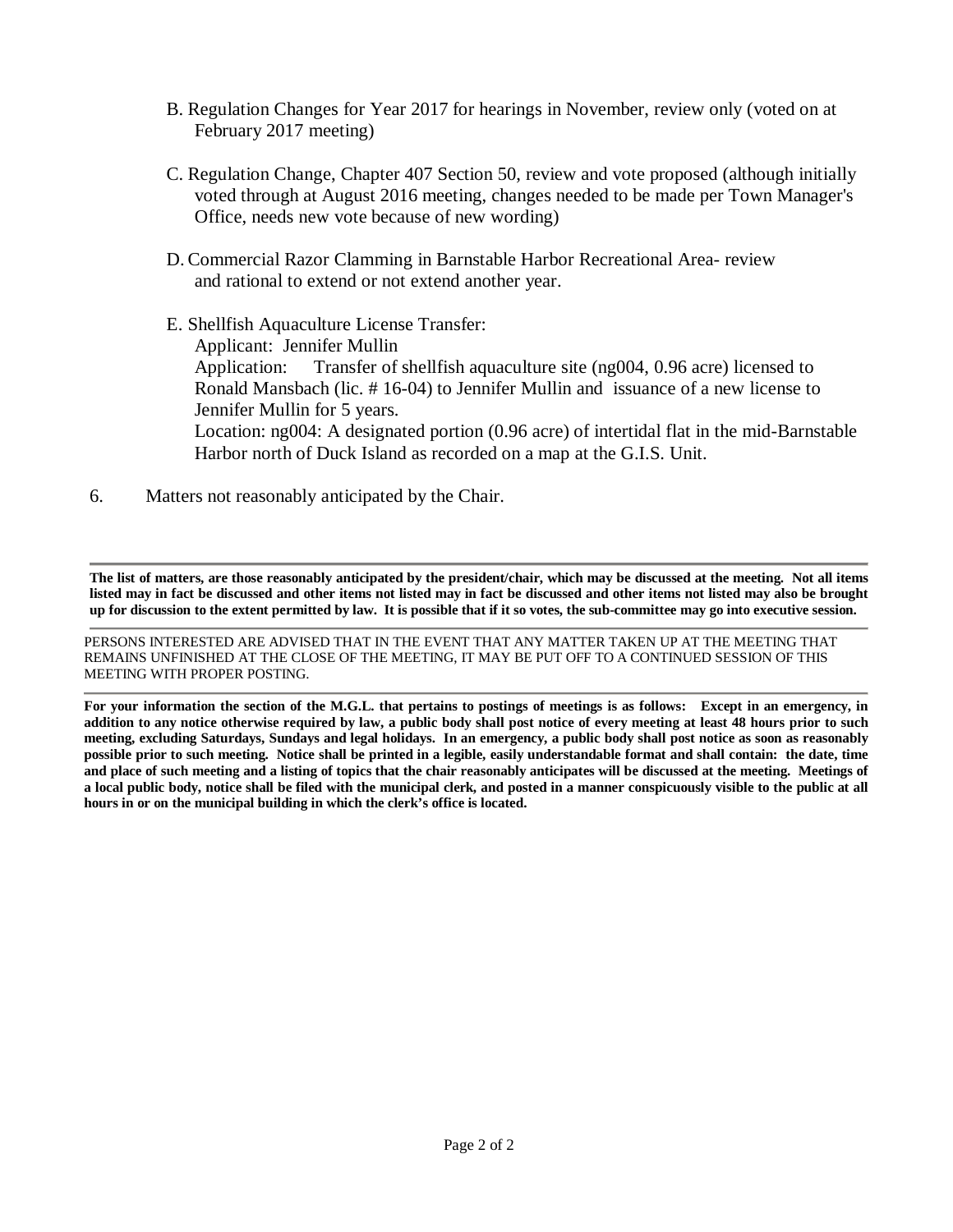B. Regulation Changes for Year 2017 for hearings in November, review only (voted on at February 2017 meeting)

C. Regulation Change, Chapter 407 Section 50, review and vote proposed (although initially voted through at August 2016 meeting, changes needed to be made per Town Manager's Office, needs new vote because of new wording)

D. Commercial Razor Clamming in Barnstable Harbor Recreational Area- review and rational to extend or not extend another year.

E. Shellfish Aquaculture License Transfer:
   Applicant: Jennifer Mullin
   Application: Transfer of shellfish aquaculture site (ng004, 0.96 acre) licensed to Ronald Mansbach (lic. # 16-04) to Jennifer Mullin and issuance of a new license to Jennifer Mullin for 5 years.
   Location: ng004: A designated portion (0.96 acre) of intertidal flat in the mid-Barnstable Harbor north of Duck Island as recorded on a map at the G.I.S. Unit.

6. Matters not reasonably anticipated by the Chair.

---

**The list of matters, are those reasonably anticipated by the president/chair, which may be discussed at the meeting. Not all items listed may in fact be discussed and other items not listed may in fact be discussed and other items not listed may also be brought up for discussion to the extent permitted by law. It is possible that if it so votes, the sub-committee may go into executive session.**

---

PERSONS INTERESTED ARE ADVISED THAT IN THE EVENT THAT ANY MATTER TAKEN UP AT THE MEETING THAT REMAINS UNFINISHED AT THE CLOSE OF THE MEETING, IT MAY BE PUT OFF TO A CONTINUED SESSION OF THIS MEETING WITH PROPER POSTING.

---

**For your information the section of the M.G.L. that pertains to postings of meetings is as follows: Except in an emergency, in addition to any notice otherwise required by law, a public body shall post notice of every meeting at least 48 hours prior to such meeting, excluding Saturdays, Sundays and legal holidays. In an emergency, a public body shall post notice as soon as reasonably possible prior to such meeting. Notice shall be printed in a legible, easily understandable format and shall contain: the date, time and place of such meeting and a listing of topics that the chair reasonably anticipates will be discussed at the meeting. Meetings of a local public body, notice shall be filed with the municipal clerk, and posted in a manner conspicuously visible to the public at all hours in or on the municipal building in which the clerk's office is located.**